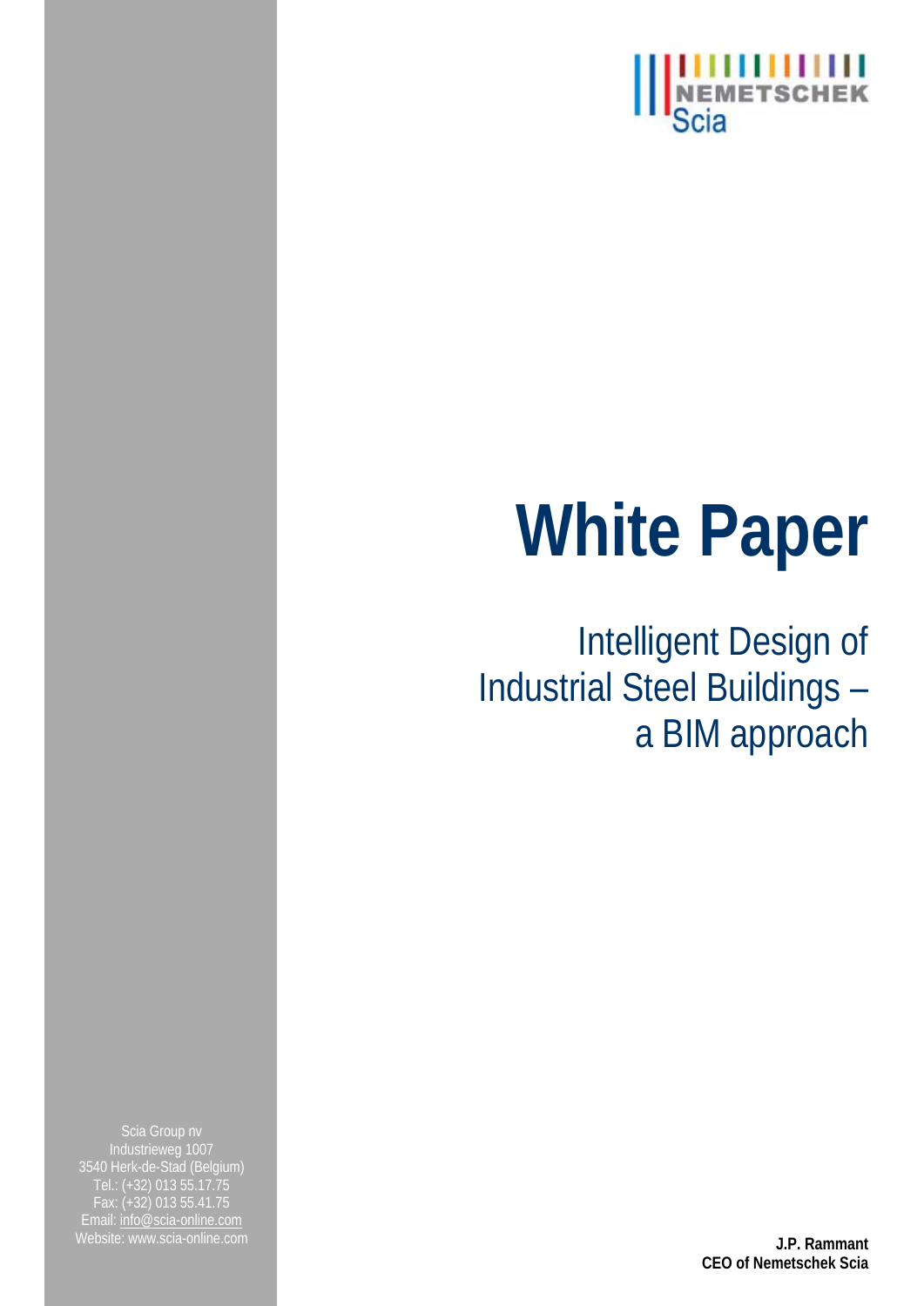NEMETSCHEK
Scia

# White Paper

## Intelligent Design of Industrial Steel Buildings – a BIM approach

Scia Group nv
Industrieweg 1007
3540 Herk-de-Stad (Belgium)
Tel.: (+32) 013 55.17.75
Fax: (+32) 013 55.41.75
Email: info@scia-online.com
Website: www.scia-online.com

**J.P. Rammant**
**CEO of Nemetschek Scia**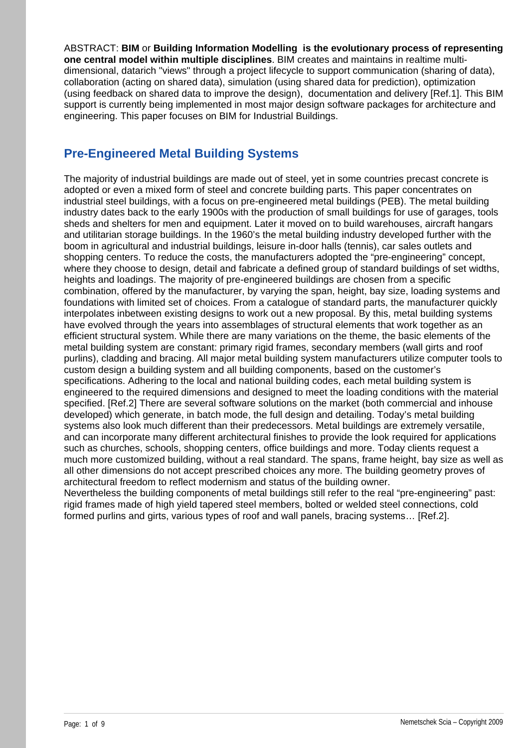ABSTRACT: **BIM** or **Building Information Modelling is the evolutionary process of representing one central model within multiple disciplines**. BIM creates and maintains in realtime multi-dimensional, datarich "views" through a project lifecycle to support communication (sharing of data), collaboration (acting on shared data), simulation (using shared data for prediction), optimization (using feedback on shared data to improve the design), documentation and delivery [Ref.1]. This BIM support is currently being implemented in most major design software packages for architecture and engineering. This paper focuses on BIM for Industrial Buildings.

## Pre-Engineered Metal Building Systems

The majority of industrial buildings are made out of steel, yet in some countries precast concrete is adopted or even a mixed form of steel and concrete building parts. This paper concentrates on industrial steel buildings, with a focus on pre-engineered metal buildings (PEB). The metal building industry dates back to the early 1900s with the production of small buildings for use of garages, tools sheds and shelters for men and equipment. Later it moved on to build warehouses, aircraft hangars and utilitarian storage buildings. In the 1960's the metal building industry developed further with the boom in agricultural and industrial buildings, leisure in-door halls (tennis), car sales outlets and shopping centers. To reduce the costs, the manufacturers adopted the "pre-engineering" concept, where they choose to design, detail and fabricate a defined group of standard buildings of set widths, heights and loadings. The majority of pre-engineered buildings are chosen from a specific combination, offered by the manufacturer, by varying the span, height, bay size, loading systems and foundations with limited set of choices. From a catalogue of standard parts, the manufacturer quickly interpolates inbetween existing designs to work out a new proposal. By this, metal building systems have evolved through the years into assemblages of structural elements that work together as an efficient structural system. While there are many variations on the theme, the basic elements of the metal building system are constant: primary rigid frames, secondary members (wall girts and roof purlins), cladding and bracing. All major metal building system manufacturers utilize computer tools to custom design a building system and all building components, based on the customer's specifications. Adhering to the local and national building codes, each metal building system is engineered to the required dimensions and designed to meet the loading conditions with the material specified. [Ref.2] There are several software solutions on the market (both commercial and inhouse developed) which generate, in batch mode, the full design and detailing. Today's metal building systems also look much different than their predecessors. Metal buildings are extremely versatile, and can incorporate many different architectural finishes to provide the look required for applications such as churches, schools, shopping centers, office buildings and more. Today clients request a much more customized building, without a real standard. The spans, frame height, bay size as well as all other dimensions do not accept prescribed choices any more. The building geometry proves of architectural freedom to reflect modernism and status of the building owner.
Nevertheless the building components of metal buildings still refer to the real "pre-engineering" past: rigid frames made of high yield tapered steel members, bolted or welded steel connections, cold formed purlins and girts, various types of roof and wall panels, bracing systems… [Ref.2].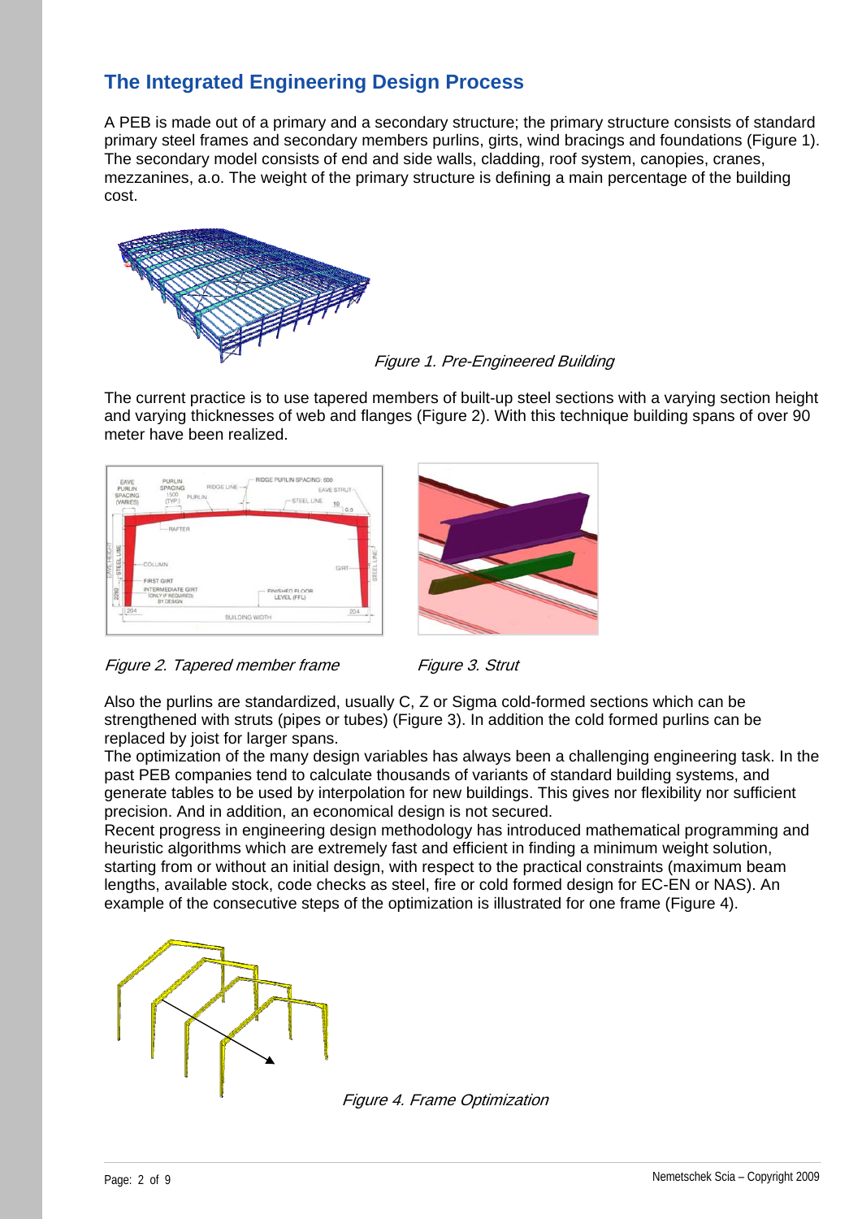## The Integrated Engineering Design Process

A PEB is made out of a primary and a secondary structure; the primary structure consists of standard primary steel frames and secondary members purlins, girts, wind bracings and foundations (Figure 1). The secondary model consists of end and side walls, cladding, roof system, canopies, cranes, mezzanines, a.o. The weight of the primary structure is defining a main percentage of the building cost.

*Figure 1. Pre-Engineered Building*

The current practice is to use tapered members of built-up steel sections with a varying section height and varying thicknesses of web and flanges (Figure 2). With this technique building spans of over 90 meter have been realized.

*Figure 2. Tapered member frame*

*Figure 3. Strut*

Also the purlins are standardized, usually C, Z or Sigma cold-formed sections which can be strengthened with struts (pipes or tubes) (Figure 3). In addition the cold formed purlins can be replaced by joist for larger spans.

The optimization of the many design variables has always been a challenging engineering task. In the past PEB companies tend to calculate thousands of variants of standard building systems, and generate tables to be used by interpolation for new buildings. This gives nor flexibility nor sufficient precision. And in addition, an economical design is not secured.

Recent progress in engineering design methodology has introduced mathematical programming and heuristic algorithms which are extremely fast and efficient in finding a minimum weight solution, starting from or without an initial design, with respect to the practical constraints (maximum beam lengths, available stock, code checks as steel, fire or cold formed design for EC-EN or NAS). An example of the consecutive steps of the optimization is illustrated for one frame (Figure 4).

*Figure 4. Frame Optimization*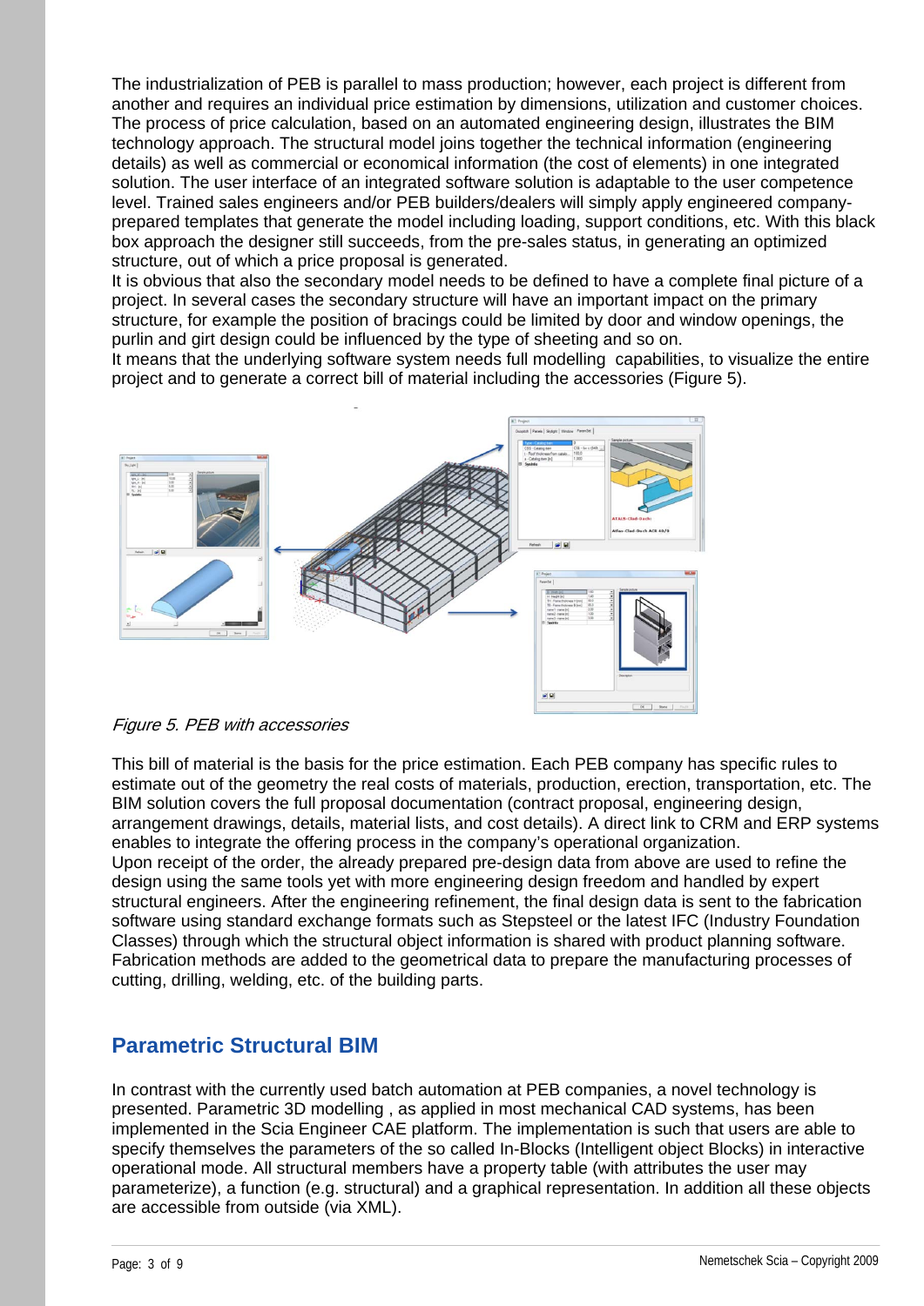The industrialization of PEB is parallel to mass production; however, each project is different from another and requires an individual price estimation by dimensions, utilization and customer choices. The process of price calculation, based on an automated engineering design, illustrates the BIM technology approach. The structural model joins together the technical information (engineering details) as well as commercial or economical information (the cost of elements) in one integrated solution. The user interface of an integrated software solution is adaptable to the user competence level. Trained sales engineers and/or PEB builders/dealers will simply apply engineered company-prepared templates that generate the model including loading, support conditions, etc. With this black box approach the designer still succeeds, from the pre-sales status, in generating an optimized structure, out of which a price proposal is generated.
It is obvious that also the secondary model needs to be defined to have a complete final picture of a project. In several cases the secondary structure will have an important impact on the primary structure, for example the position of bracings could be limited by door and window openings, the purlin and girt design could be influenced by the type of sheeting and so on.
It means that the underlying software system needs full modelling capabilities, to visualize the entire project and to generate a correct bill of material including the accessories (Figure 5).

*Figure 5. PEB with accessories*

This bill of material is the basis for the price estimation. Each PEB company has specific rules to estimate out of the geometry the real costs of materials, production, erection, transportation, etc. The BIM solution covers the full proposal documentation (contract proposal, engineering design, arrangement drawings, details, material lists, and cost details). A direct link to CRM and ERP systems enables to integrate the offering process in the company's operational organization.
Upon receipt of the order, the already prepared pre-design data from above are used to refine the design using the same tools yet with more engineering design freedom and handled by expert structural engineers. After the engineering refinement, the final design data is sent to the fabrication software using standard exchange formats such as Stepsteel or the latest IFC (Industry Foundation Classes) through which the structural object information is shared with product planning software. Fabrication methods are added to the geometrical data to prepare the manufacturing processes of cutting, drilling, welding, etc. of the building parts.

## Parametric Structural BIM

In contrast with the currently used batch automation at PEB companies, a novel technology is presented. Parametric 3D modelling , as applied in most mechanical CAD systems, has been implemented in the Scia Engineer CAE platform. The implementation is such that users are able to specify themselves the parameters of the so called In-Blocks (Intelligent object Blocks) in interactive operational mode. All structural members have a property table (with attributes the user may parameterize), a function (e.g. structural) and a graphical representation. In addition all these objects are accessible from outside (via XML).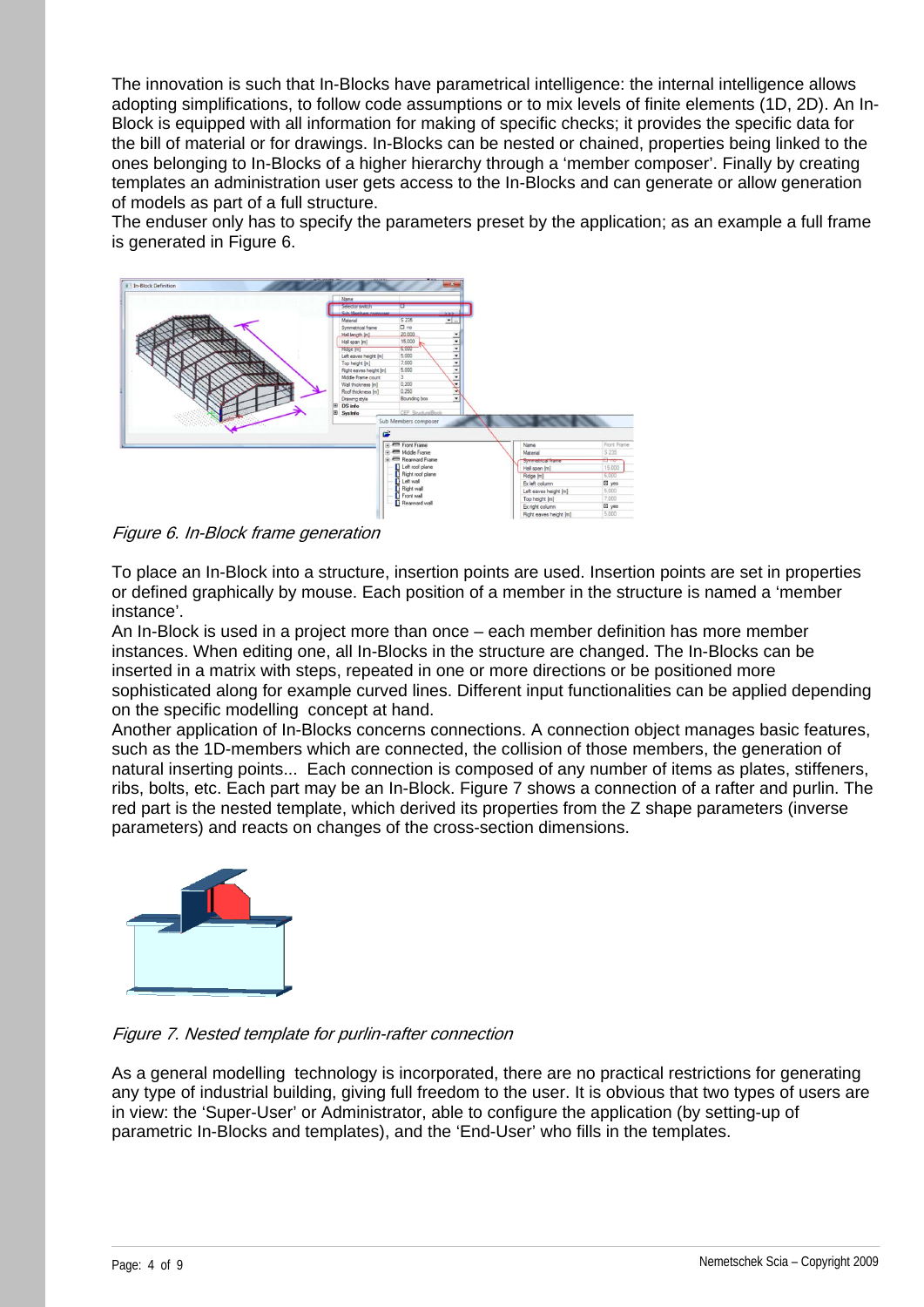The innovation is such that In-Blocks have parametrical intelligence: the internal intelligence allows adopting simplifications, to follow code assumptions or to mix levels of finite elements (1D, 2D). An In-Block is equipped with all information for making of specific checks; it provides the specific data for the bill of material or for drawings. In-Blocks can be nested or chained, properties being linked to the ones belonging to In-Blocks of a higher hierarchy through a 'member composer'. Finally by creating templates an administration user gets access to the In-Blocks and can generate or allow generation of models as part of a full structure.
The enduser only has to specify the parameters preset by the application; as an example a full frame is generated in Figure 6.

*Figure 6. In-Block frame generation*

To place an In-Block into a structure, insertion points are used. Insertion points are set in properties or defined graphically by mouse. Each position of a member in the structure is named a 'member instance'.
An In-Block is used in a project more than once – each member definition has more member instances. When editing one, all In-Blocks in the structure are changed. The In-Blocks can be inserted in a matrix with steps, repeated in one or more directions or be positioned more sophisticated along for example curved lines. Different input functionalities can be applied depending on the specific modelling concept at hand.
Another application of In-Blocks concerns connections. A connection object manages basic features, such as the 1D-members which are connected, the collision of those members, the generation of natural inserting points... Each connection is composed of any number of items as plates, stiffeners, ribs, bolts, etc. Each part may be an In-Block. Figure 7 shows a connection of a rafter and purlin. The red part is the nested template, which derived its properties from the Z shape parameters (inverse parameters) and reacts on changes of the cross-section dimensions.

*Figure 7. Nested template for purlin-rafter connection*

As a general modelling technology is incorporated, there are no practical restrictions for generating any type of industrial building, giving full freedom to the user. It is obvious that two types of users are in view: the 'Super-User' or Administrator, able to configure the application (by setting-up of parametric In-Blocks and templates), and the 'End-User' who fills in the templates.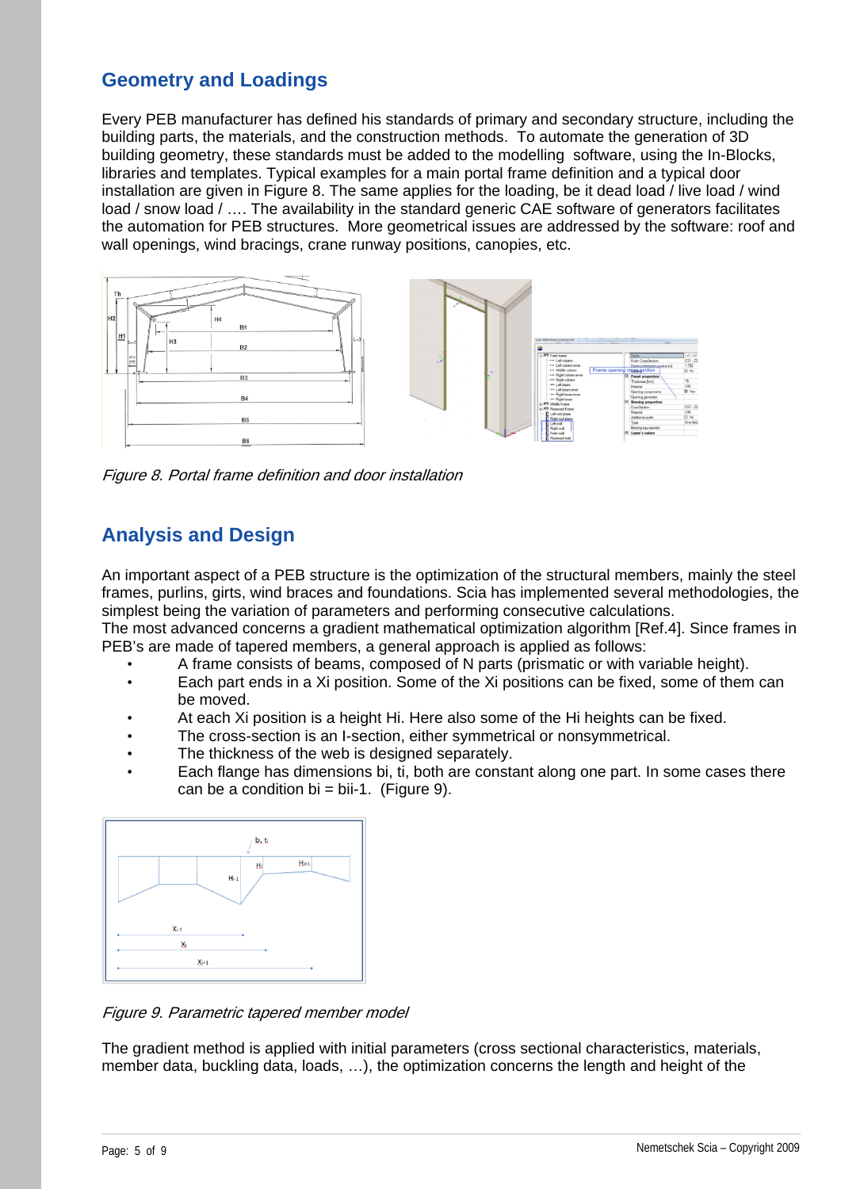## Geometry and Loadings

Every PEB manufacturer has defined his standards of primary and secondary structure, including the building parts, the materials, and the construction methods. To automate the generation of 3D building geometry, these standards must be added to the modelling software, using the In-Blocks, libraries and templates. Typical examples for a main portal frame definition and a typical door installation are given in Figure 8. The same applies for the loading, be it dead load / live load / wind load / snow load / …. The availability in the standard generic CAE software of generators facilitates the automation for PEB structures. More geometrical issues are addressed by the software: roof and wall openings, wind bracings, crane runway positions, canopies, etc.

*Figure 8. Portal frame definition and door installation*

## Analysis and Design

An important aspect of a PEB structure is the optimization of the structural members, mainly the steel frames, purlins, girts, wind braces and foundations. Scia has implemented several methodologies, the simplest being the variation of parameters and performing consecutive calculations.
The most advanced concerns a gradient mathematical optimization algorithm [Ref.4]. Since frames in PEB's are made of tapered members, a general approach is applied as follows:

- A frame consists of beams, composed of N parts (prismatic or with variable height).
- Each part ends in a Xi position. Some of the Xi positions can be fixed, some of them can be moved.
- At each Xi position is a height Hi. Here also some of the Hi heights can be fixed.
- The cross-section is an I-section, either symmetrical or nonsymmetrical.
- The thickness of the web is designed separately.
- Each flange has dimensions bi, ti, both are constant along one part. In some cases there can be a condition bi = bii-1. (Figure 9).

*Figure 9. Parametric tapered member model*

The gradient method is applied with initial parameters (cross sectional characteristics, materials, member data, buckling data, loads, …), the optimization concerns the length and height of the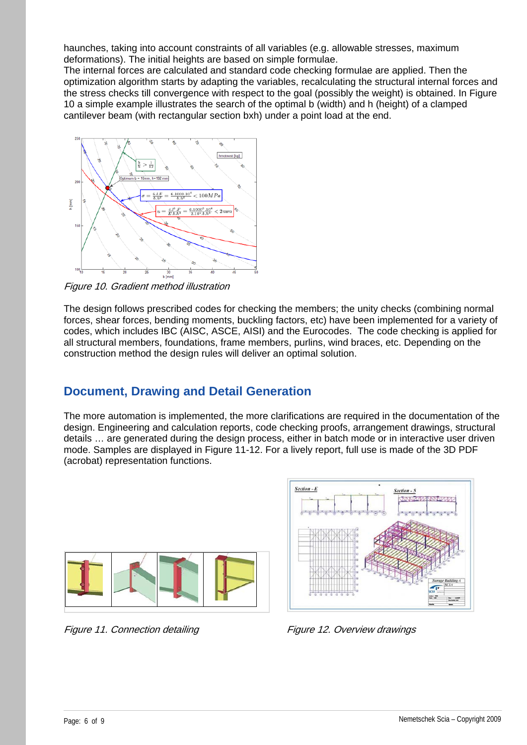haunches, taking into account constraints of all variables (e.g. allowable stresses, maximum deformations). The initial heights are based on simple formulae.
The internal forces are calculated and standard code checking formulae are applied. Then the optimization algorithm starts by adapting the variables, recalculating the structural internal forces and the stress checks till convergence with respect to the goal (possibly the weight) is obtained. In Figure 10 a simple example illustrates the search of the optimal b (width) and h (height) of a clamped cantilever beam (with rectangular section bxh) under a point load at the end.

*Figure 10. Gradient method illustration*

The design follows prescribed codes for checking the members; the unity checks (combining normal forces, shear forces, bending moments, buckling factors, etc) have been implemented for a variety of codes, which includes IBC (AISC, ASCE, AISI) and the Eurocodes. The code checking is applied for all structural members, foundations, frame members, purlins, wind braces, etc. Depending on the construction method the design rules will deliver an optimal solution.

## Document, Drawing and Detail Generation

The more automation is implemented, the more clarifications are required in the documentation of the design. Engineering and calculation reports, code checking proofs, arrangement drawings, structural details … are generated during the design process, either in batch mode or in interactive user driven mode. Samples are displayed in Figure 11-12. For a lively report, full use is made of the 3D PDF (acrobat) representation functions.

*Figure 11. Connection detailing*

*Figure 12. Overview drawings*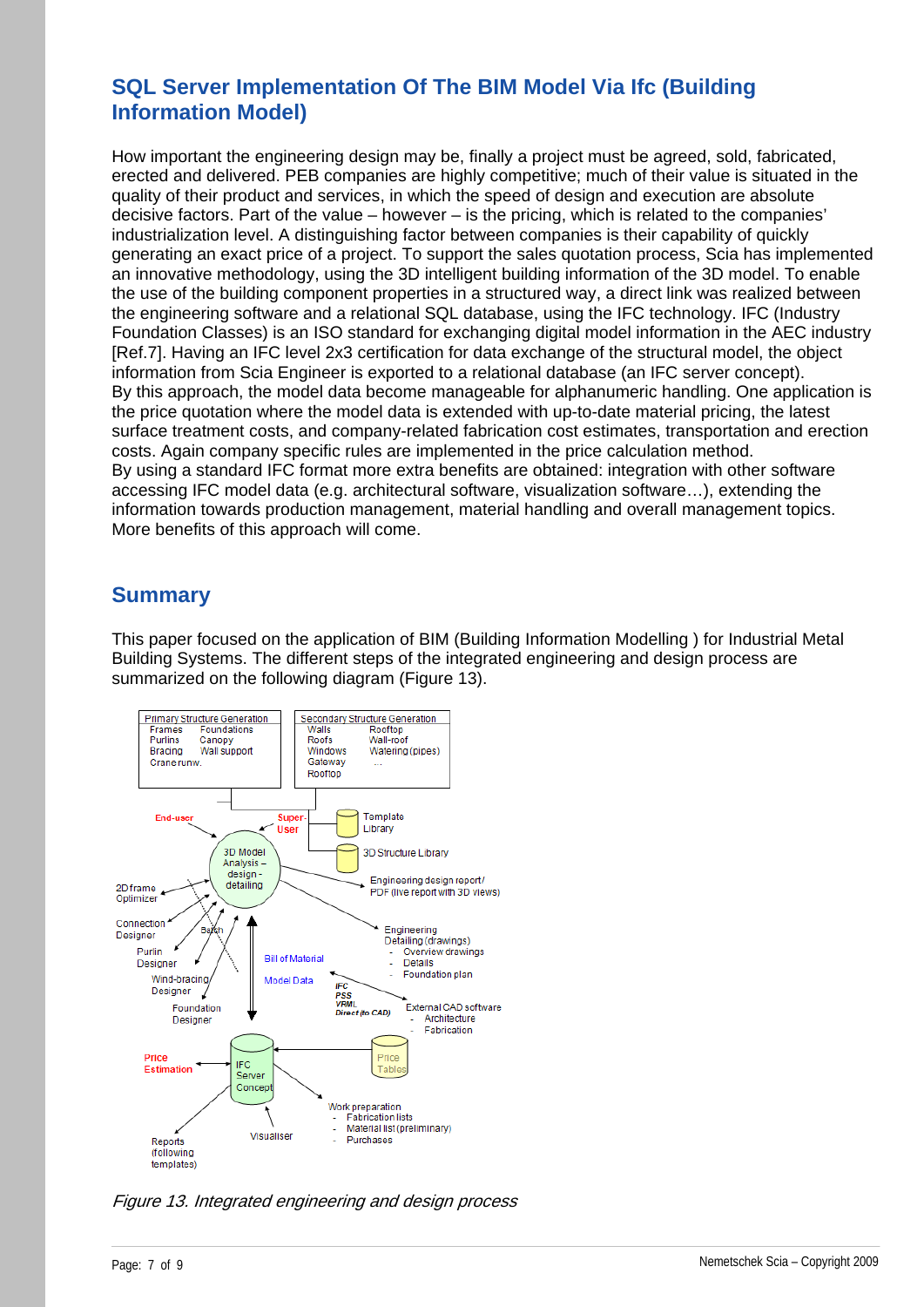## SQL Server Implementation Of The BIM Model Via Ifc (Building Information Model)

How important the engineering design may be, finally a project must be agreed, sold, fabricated, erected and delivered. PEB companies are highly competitive; much of their value is situated in the quality of their product and services, in which the speed of design and execution are absolute decisive factors. Part of the value – however – is the pricing, which is related to the companies' industrialization level. A distinguishing factor between companies is their capability of quickly generating an exact price of a project. To support the sales quotation process, Scia has implemented an innovative methodology, using the 3D intelligent building information of the 3D model. To enable the use of the building component properties in a structured way, a direct link was realized between the engineering software and a relational SQL database, using the IFC technology. IFC (Industry Foundation Classes) is an ISO standard for exchanging digital model information in the AEC industry [Ref.7]. Having an IFC level 2x3 certification for data exchange of the structural model, the object information from Scia Engineer is exported to a relational database (an IFC server concept).
By this approach, the model data become manageable for alphanumeric handling. One application is the price quotation where the model data is extended with up-to-date material pricing, the latest surface treatment costs, and company-related fabrication cost estimates, transportation and erection costs. Again company specific rules are implemented in the price calculation method.
By using a standard IFC format more extra benefits are obtained: integration with other software accessing IFC model data (e.g. architectural software, visualization software…), extending the information towards production management, material handling and overall management topics. More benefits of this approach will come.

## Summary

This paper focused on the application of BIM (Building Information Modelling ) for Industrial Metal Building Systems. The different steps of the integrated engineering and design process are summarized on the following diagram (Figure 13).

*Figure 13. Integrated engineering and design process*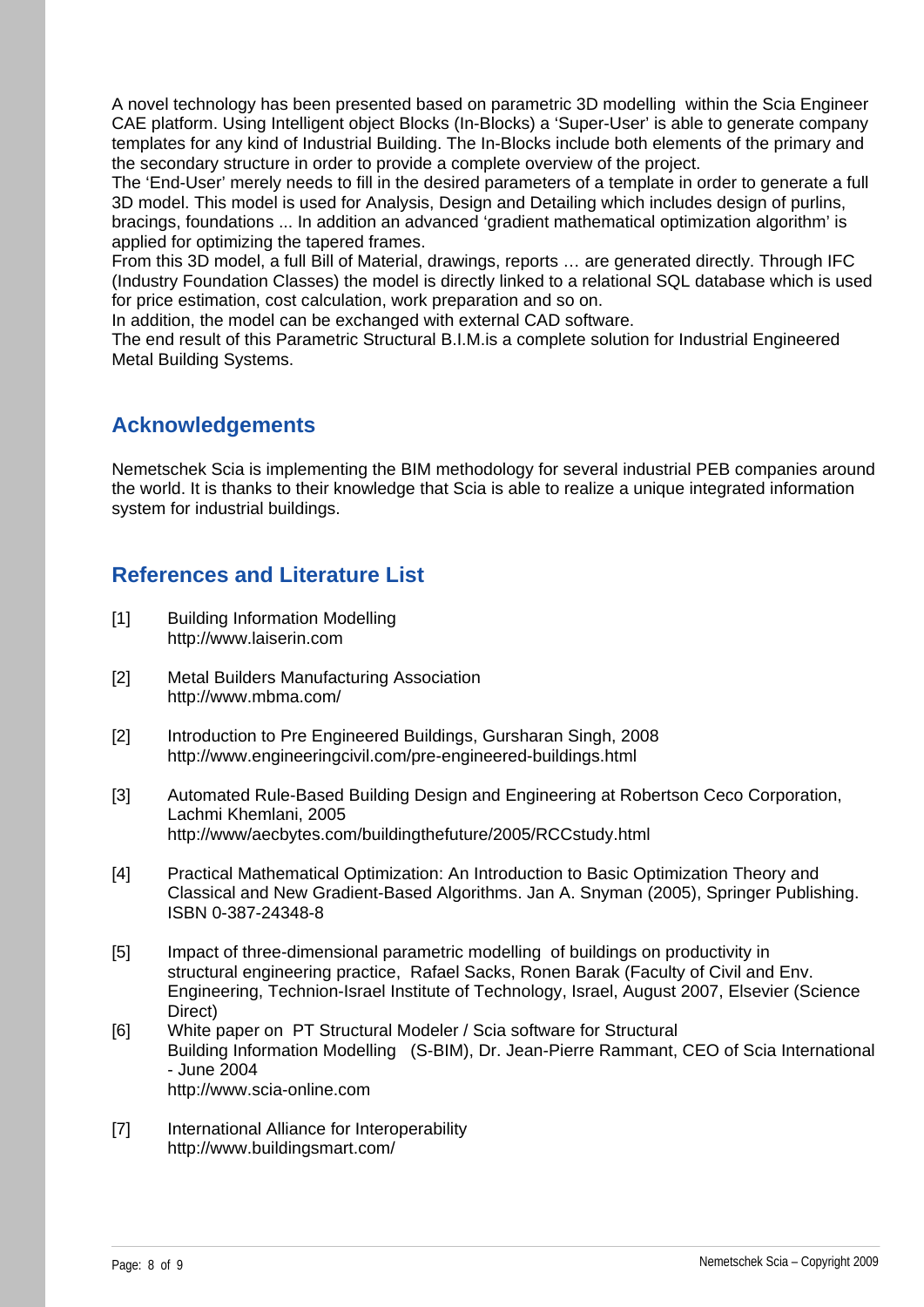A novel technology has been presented based on parametric 3D modelling within the Scia Engineer CAE platform. Using Intelligent object Blocks (In-Blocks) a 'Super-User' is able to generate company templates for any kind of Industrial Building. The In-Blocks include both elements of the primary and the secondary structure in order to provide a complete overview of the project.
The 'End-User' merely needs to fill in the desired parameters of a template in order to generate a full 3D model. This model is used for Analysis, Design and Detailing which includes design of purlins, bracings, foundations ... In addition an advanced 'gradient mathematical optimization algorithm' is applied for optimizing the tapered frames.
From this 3D model, a full Bill of Material, drawings, reports … are generated directly. Through IFC (Industry Foundation Classes) the model is directly linked to a relational SQL database which is used for price estimation, cost calculation, work preparation and so on.
In addition, the model can be exchanged with external CAD software.
The end result of this Parametric Structural B.I.M.is a complete solution for Industrial Engineered Metal Building Systems.

## Acknowledgements

Nemetschek Scia is implementing the BIM methodology for several industrial PEB companies around the world. It is thanks to their knowledge that Scia is able to realize a unique integrated information system for industrial buildings.

## References and Literature List

[1] Building Information Modelling
http://www.laiserin.com

[2] Metal Builders Manufacturing Association
http://www.mbma.com/

[2] Introduction to Pre Engineered Buildings, Gursharan Singh, 2008
http://www.engineeringcivil.com/pre-engineered-buildings.html

[3] Automated Rule-Based Building Design and Engineering at Robertson Ceco Corporation, Lachmi Khemlani, 2005
http://www/aecbytes.com/buildingthefuture/2005/RCCstudy.html

[4] Practical Mathematical Optimization: An Introduction to Basic Optimization Theory and Classical and New Gradient-Based Algorithms. Jan A. Snyman (2005), Springer Publishing. ISBN 0-387-24348-8

[5] Impact of three-dimensional parametric modelling of buildings on productivity in structural engineering practice, Rafael Sacks, Ronen Barak (Faculty of Civil and Env. Engineering, Technion-Israel Institute of Technology, Israel, August 2007, Elsevier (Science Direct)

[6] White paper on PT Structural Modeler / Scia software for Structural Building Information Modelling (S-BIM), Dr. Jean-Pierre Rammant, CEO of Scia International - June 2004
http://www.scia-online.com

[7] International Alliance for Interoperability
http://www.buildingsmart.com/